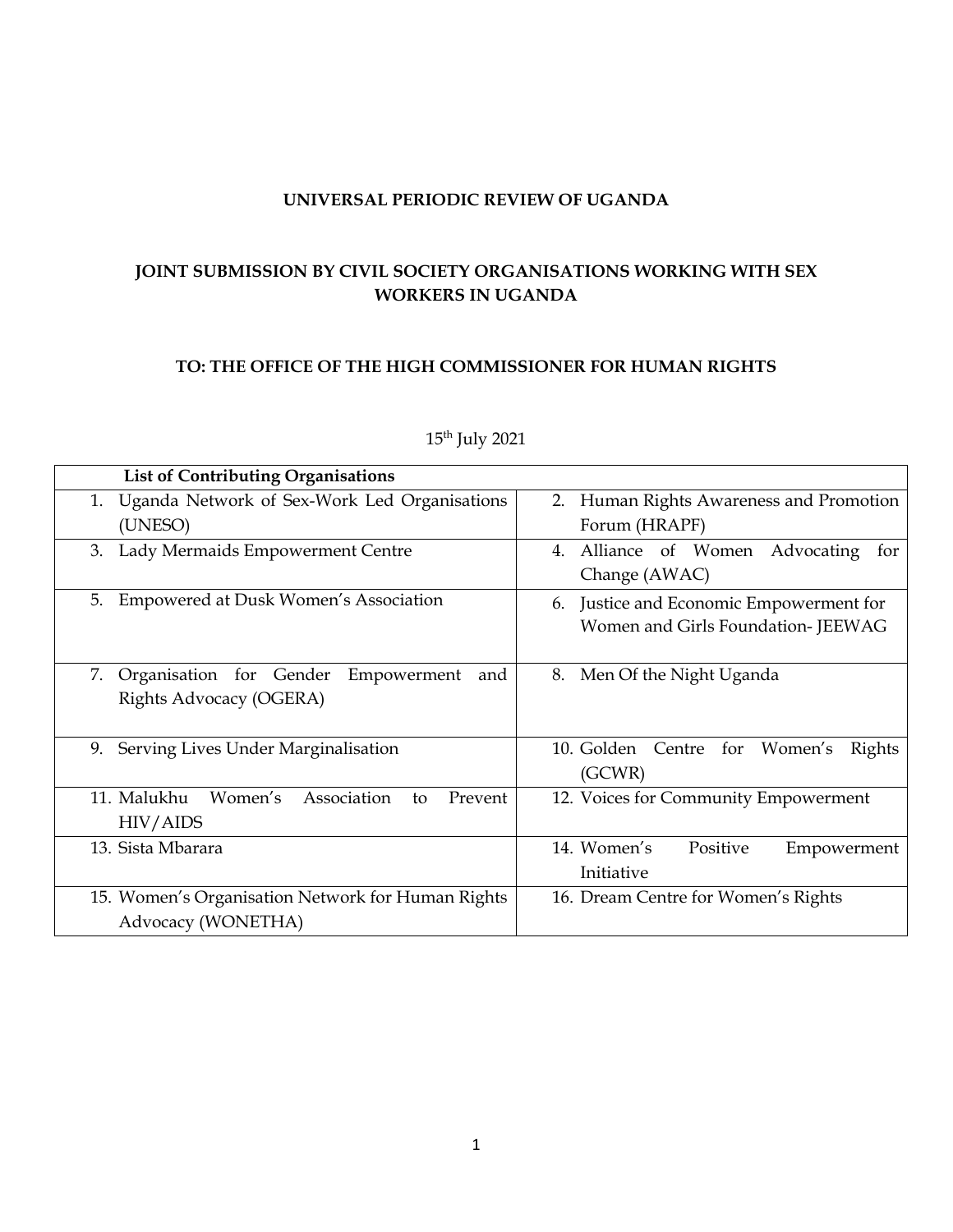**UNIVERSAL PERIODIC REVIEW OF UGANDA**

**JOINT SUBMISSION BY CIVIL SOCIETY ORGANISATIONS WORKING WITH SEX WORKERS IN UGANDA**

**TO: THE OFFICE OF THE HIGH COMMISSIONER FOR HUMAN RIGHTS**

15th July 2021

| **List of Contributing Organisations** | |
|---|---|
| 1. Uganda Network of Sex-Work Led Organisations (UNESO) | 2. Human Rights Awareness and Promotion Forum (HRAPF) |
| 3. Lady Mermaids Empowerment Centre | 4. Alliance of Women Advocating for Change (AWAC) |
| 5. Empowered at Dusk Women's Association | 6. Justice and Economic Empowerment for Women and Girls Foundation- JEEWAG |
| 7. Organisation for Gender Empowerment and Rights Advocacy (OGERA) | 8. Men Of the Night Uganda |
| 9. Serving Lives Under Marginalisation | 10. Golden Centre for Women's Rights (GCWR) |
| 11. Malukhu Women's Association to Prevent HIV/AIDS | 12. Voices for Community Empowerment |
| 13. Sista Mbarara | 14. Women's Positive Empowerment Initiative |
| 15. Women's Organisation Network for Human Rights Advocacy (WONETHA) | 16. Dream Centre for Women's Rights |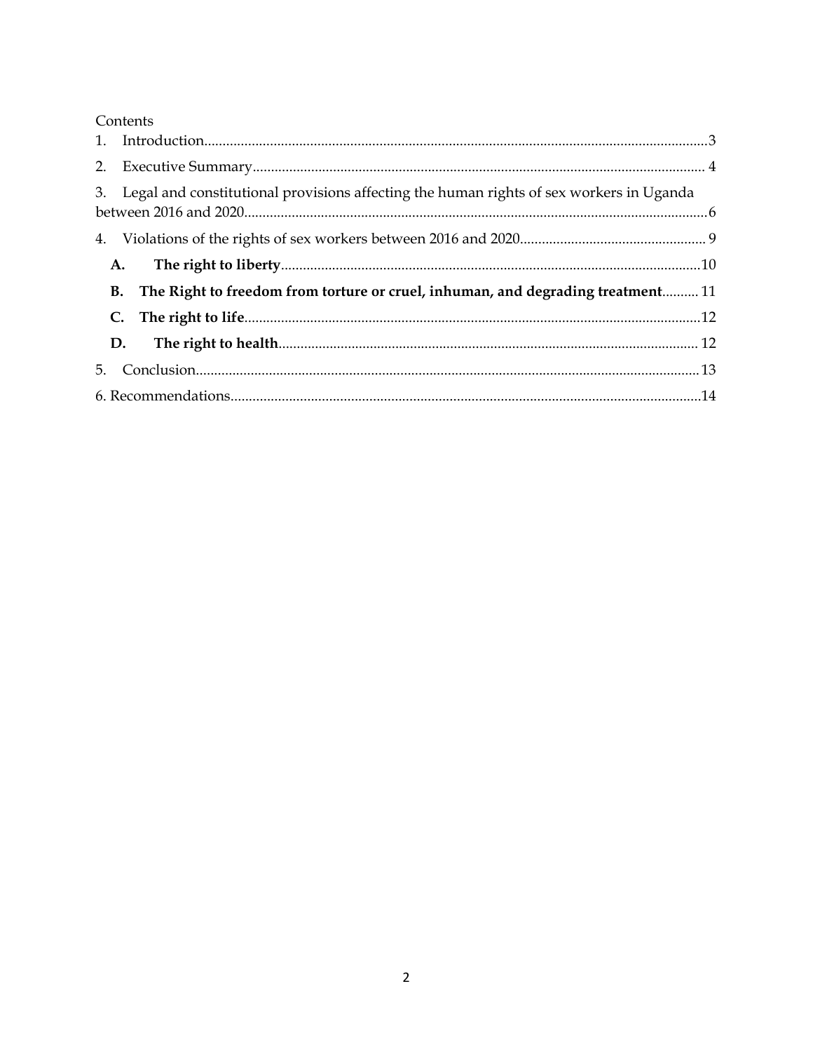Contents

1. Introduction....................................................3
2. Executive Summary....................................................4
3. Legal and constitutional provisions affecting the human rights of sex workers in Uganda between 2016 and 2020....................................................6
4. Violations of the rights of sex workers between 2016 and 2020....................................................9
   - **A. The right to liberty**....................................................10
   - **B. The Right to freedom from torture or cruel, inhuman, and degrading treatment**....................................................11
   - **C. The right to life**....................................................12
   - **D. The right to health**....................................................12
5. Conclusion....................................................13

6. Recommendations....................................................14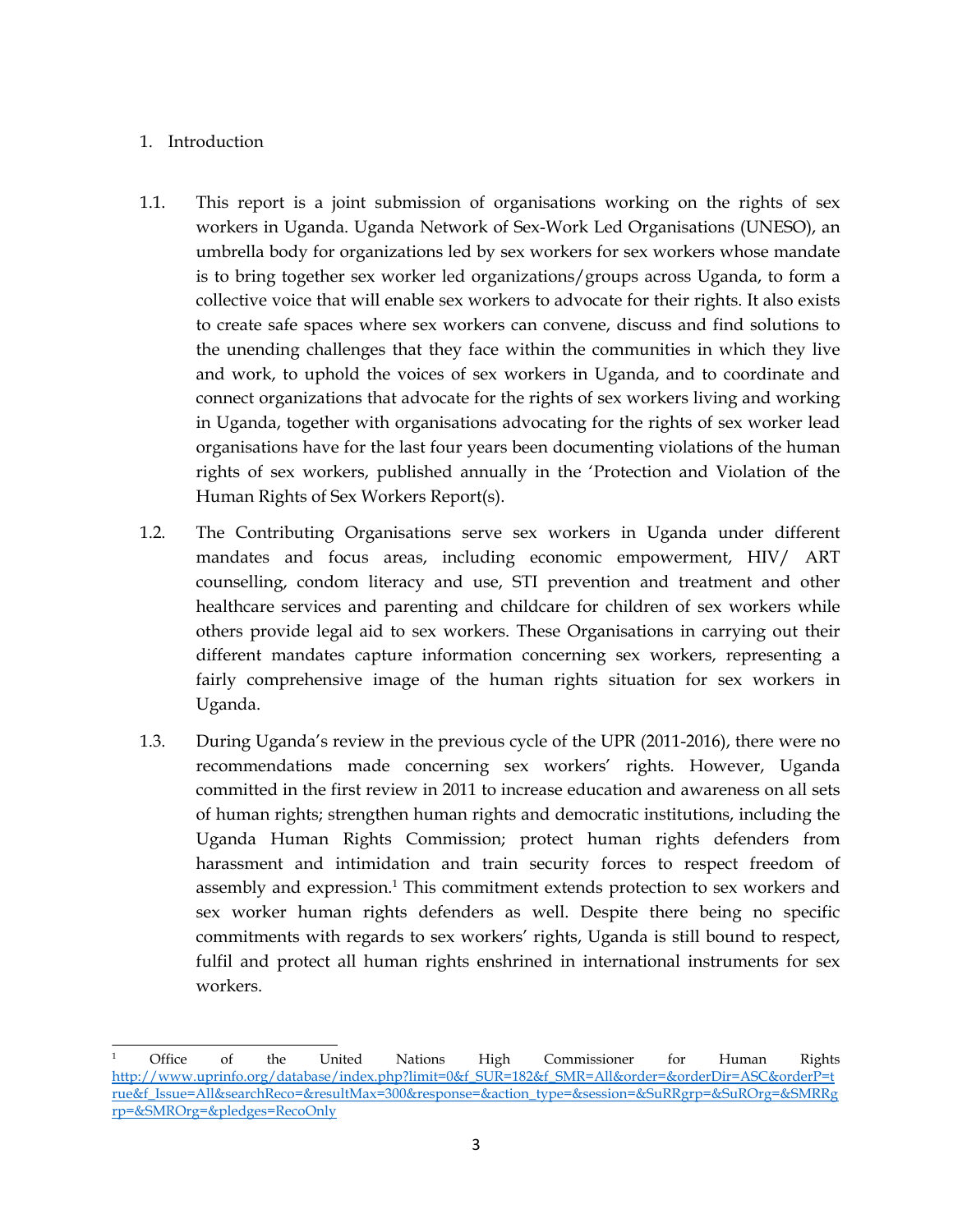1. Introduction

1.1. This report is a joint submission of organisations working on the rights of sex workers in Uganda. Uganda Network of Sex-Work Led Organisations (UNESO), an umbrella body for organizations led by sex workers for sex workers whose mandate is to bring together sex worker led organizations/groups across Uganda, to form a collective voice that will enable sex workers to advocate for their rights. It also exists to create safe spaces where sex workers can convene, discuss and find solutions to the unending challenges that they face within the communities in which they live and work, to uphold the voices of sex workers in Uganda, and to coordinate and connect organizations that advocate for the rights of sex workers living and working in Uganda, together with organisations advocating for the rights of sex worker lead organisations have for the last four years been documenting violations of the human rights of sex workers, published annually in the 'Protection and Violation of the Human Rights of Sex Workers Report(s).

1.2. The Contributing Organisations serve sex workers in Uganda under different mandates and focus areas, including economic empowerment, HIV/ ART counselling, condom literacy and use, STI prevention and treatment and other healthcare services and parenting and childcare for children of sex workers while others provide legal aid to sex workers. These Organisations in carrying out their different mandates capture information concerning sex workers, representing a fairly comprehensive image of the human rights situation for sex workers in Uganda.

1.3. During Uganda's review in the previous cycle of the UPR (2011-2016), there were no recommendations made concerning sex workers' rights. However, Uganda committed in the first review in 2011 to increase education and awareness on all sets of human rights; strengthen human rights and democratic institutions, including the Uganda Human Rights Commission; protect human rights defenders from harassment and intimidation and train security forces to respect freedom of assembly and expression.[1] This commitment extends protection to sex workers and sex worker human rights defenders as well. Despite there being no specific commitments with regards to sex workers' rights, Uganda is still bound to respect, fulfil and protect all human rights enshrined in international instruments for sex workers.

---

[1] Office of the United Nations High Commissioner for Human Rights http://www.uprinfo.org/database/index.php?limit=0&f_SUR=182&f_SMR=All&order=&orderDir=ASC&orderP=true&f_Issue=All&searchReco=&resultMax=300&response=&action_type=&session=&SuRRgrp=&SuROrg=&SMRRgrp=&SMROrg=&pledges=RecoOnly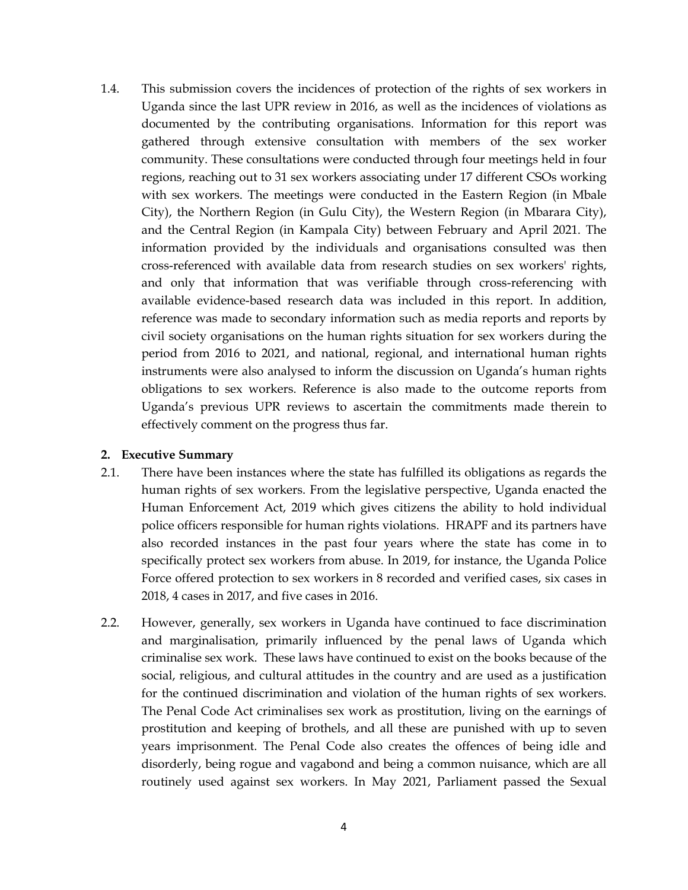1.4. This submission covers the incidences of protection of the rights of sex workers in Uganda since the last UPR review in 2016, as well as the incidences of violations as documented by the contributing organisations. Information for this report was gathered through extensive consultation with members of the sex worker community. These consultations were conducted through four meetings held in four regions, reaching out to 31 sex workers associating under 17 different CSOs working with sex workers. The meetings were conducted in the Eastern Region (in Mbale City), the Northern Region (in Gulu City), the Western Region (in Mbarara City), and the Central Region (in Kampala City) between February and April 2021. The information provided by the individuals and organisations consulted was then cross-referenced with available data from research studies on sex workers' rights, and only that information that was verifiable through cross-referencing with available evidence-based research data was included in this report. In addition, reference was made to secondary information such as media reports and reports by civil society organisations on the human rights situation for sex workers during the period from 2016 to 2021, and national, regional, and international human rights instruments were also analysed to inform the discussion on Uganda's human rights obligations to sex workers. Reference is also made to the outcome reports from Uganda's previous UPR reviews to ascertain the commitments made therein to effectively comment on the progress thus far.

## 2. Executive Summary

2.1. There have been instances where the state has fulfilled its obligations as regards the human rights of sex workers. From the legislative perspective, Uganda enacted the Human Enforcement Act, 2019 which gives citizens the ability to hold individual police officers responsible for human rights violations. HRAPF and its partners have also recorded instances in the past four years where the state has come in to specifically protect sex workers from abuse. In 2019, for instance, the Uganda Police Force offered protection to sex workers in 8 recorded and verified cases, six cases in 2018, 4 cases in 2017, and five cases in 2016.

2.2. However, generally, sex workers in Uganda have continued to face discrimination and marginalisation, primarily influenced by the penal laws of Uganda which criminalise sex work. These laws have continued to exist on the books because of the social, religious, and cultural attitudes in the country and are used as a justification for the continued discrimination and violation of the human rights of sex workers. The Penal Code Act criminalises sex work as prostitution, living on the earnings of prostitution and keeping of brothels, and all these are punished with up to seven years imprisonment. The Penal Code also creates the offences of being idle and disorderly, being rogue and vagabond and being a common nuisance, which are all routinely used against sex workers. In May 2021, Parliament passed the Sexual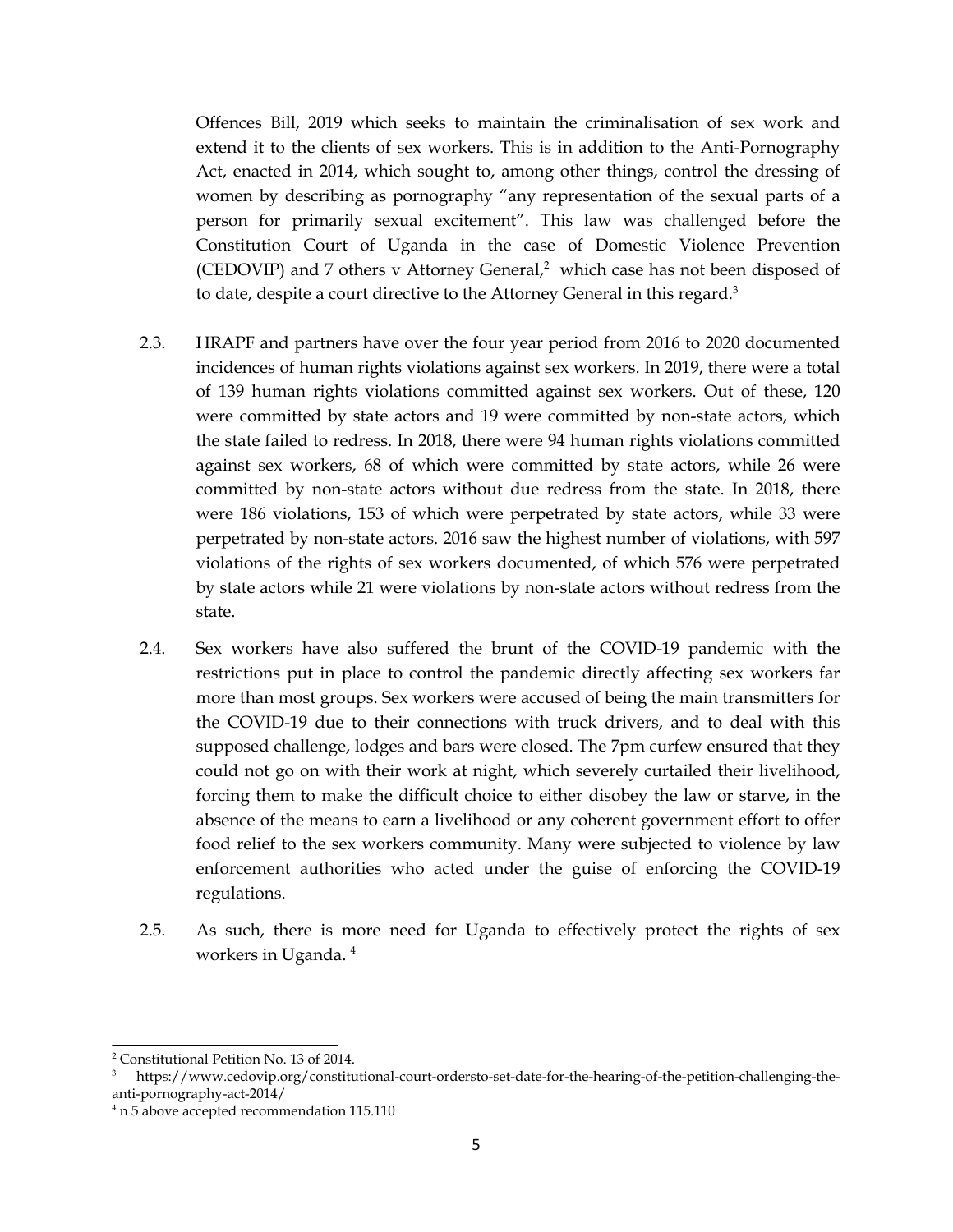Offences Bill, 2019 which seeks to maintain the criminalisation of sex work and extend it to the clients of sex workers. This is in addition to the Anti-Pornography Act, enacted in 2014, which sought to, among other things, control the dressing of women by describing as pornography "any representation of the sexual parts of a person for primarily sexual excitement". This law was challenged before the Constitution Court of Uganda in the case of Domestic Violence Prevention (CEDOVIP) and 7 others v Attorney General,[2] which case has not been disposed of to date, despite a court directive to the Attorney General in this regard.[3]

2.3. HRAPF and partners have over the four year period from 2016 to 2020 documented incidences of human rights violations against sex workers. In 2019, there were a total of 139 human rights violations committed against sex workers. Out of these, 120 were committed by state actors and 19 were committed by non-state actors, which the state failed to redress. In 2018, there were 94 human rights violations committed against sex workers, 68 of which were committed by state actors, while 26 were committed by non-state actors without due redress from the state. In 2018, there were 186 violations, 153 of which were perpetrated by state actors, while 33 were perpetrated by non-state actors. 2016 saw the highest number of violations, with 597 violations of the rights of sex workers documented, of which 576 were perpetrated by state actors while 21 were violations by non-state actors without redress from the state.

2.4. Sex workers have also suffered the brunt of the COVID-19 pandemic with the restrictions put in place to control the pandemic directly affecting sex workers far more than most groups. Sex workers were accused of being the main transmitters for the COVID-19 due to their connections with truck drivers, and to deal with this supposed challenge, lodges and bars were closed. The 7pm curfew ensured that they could not go on with their work at night, which severely curtailed their livelihood, forcing them to make the difficult choice to either disobey the law or starve, in the absence of the means to earn a livelihood or any coherent government effort to offer food relief to the sex workers community. Many were subjected to violence by law enforcement authorities who acted under the guise of enforcing the COVID-19 regulations.

2.5. As such, there is more need for Uganda to effectively protect the rights of sex workers in Uganda. [4]

---

[2] Constitutional Petition No. 13 of 2014.

[3] https://www.cedovip.org/constitutional-court-ordersto-set-date-for-the-hearing-of-the-petition-challenging-the-anti-pornography-act-2014/

[4] n 5 above accepted recommendation 115.110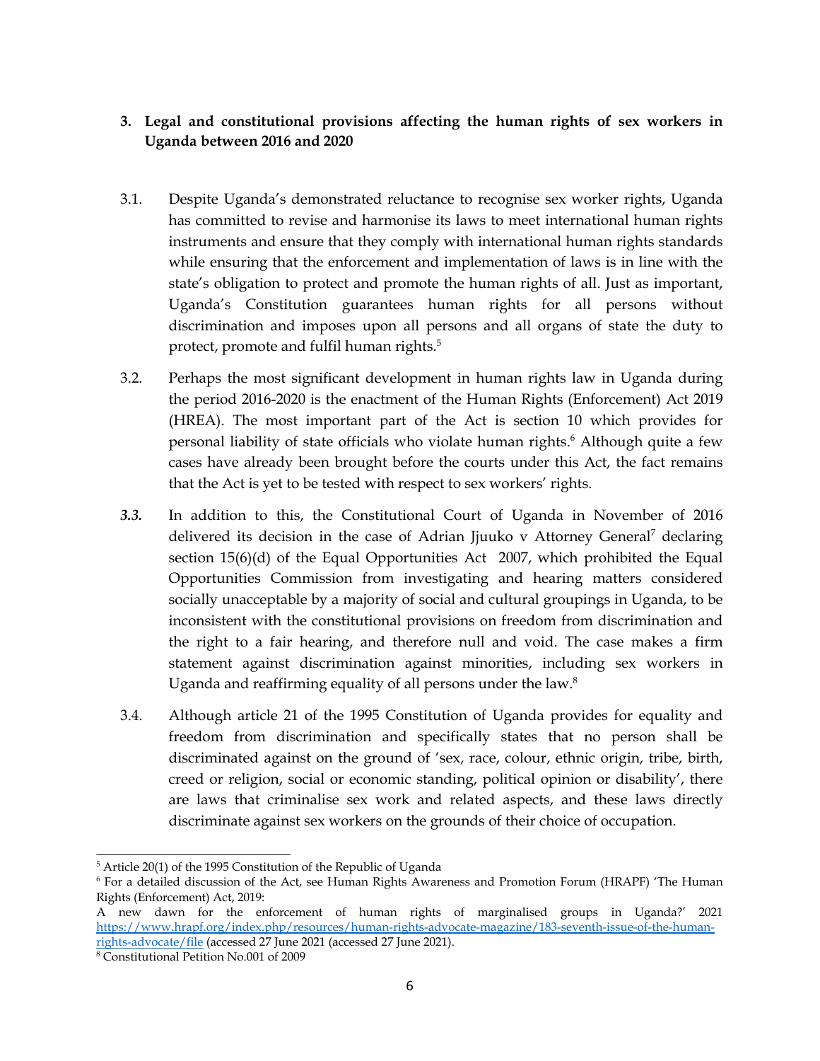### 3. Legal and constitutional provisions affecting the human rights of sex workers in Uganda between 2016 and 2020

3.1. Despite Uganda's demonstrated reluctance to recognise sex worker rights, Uganda has committed to revise and harmonise its laws to meet international human rights instruments and ensure that they comply with international human rights standards while ensuring that the enforcement and implementation of laws is in line with the state's obligation to protect and promote the human rights of all. Just as important, Uganda's Constitution guarantees human rights for all persons without discrimination and imposes upon all persons and all organs of state the duty to protect, promote and fulfil human rights.[5]

3.2. Perhaps the most significant development in human rights law in Uganda during the period 2016-2020 is the enactment of the Human Rights (Enforcement) Act 2019 (HREA). The most important part of the Act is section 10 which provides for personal liability of state officials who violate human rights.[6] Although quite a few cases have already been brought before the courts under this Act, the fact remains that the Act is yet to be tested with respect to sex workers' rights.

*3.3.* In addition to this, the Constitutional Court of Uganda in November of 2016 delivered its decision in the case of Adrian Jjuuko v Attorney General[7] declaring section 15(6)(d) of the Equal Opportunities Act 2007, which prohibited the Equal Opportunities Commission from investigating and hearing matters considered socially unacceptable by a majority of social and cultural groupings in Uganda, to be inconsistent with the constitutional provisions on freedom from discrimination and the right to a fair hearing, and therefore null and void. The case makes a firm statement against discrimination against minorities, including sex workers in Uganda and reaffirming equality of all persons under the law.[8]

3.4. Although article 21 of the 1995 Constitution of Uganda provides for equality and freedom from discrimination and specifically states that no person shall be discriminated against on the ground of 'sex, race, colour, ethnic origin, tribe, birth, creed or religion, social or economic standing, political opinion or disability', there are laws that criminalise sex work and related aspects, and these laws directly discriminate against sex workers on the grounds of their choice of occupation.

---

[5] Article 20(1) of the 1995 Constitution of the Republic of Uganda

[6] For a detailed discussion of the Act, see Human Rights Awareness and Promotion Forum (HRAPF) 'The Human Rights (Enforcement) Act, 2019:
A new dawn for the enforcement of human rights of marginalised groups in Uganda?' 2021 https://www.hrapf.org/index.php/resources/human-rights-advocate-magazine/183-seventh-issue-of-the-human-rights-advocate/file (accessed 27 June 2021 (accessed 27 June 2021).

[8] Constitutional Petition No.001 of 2009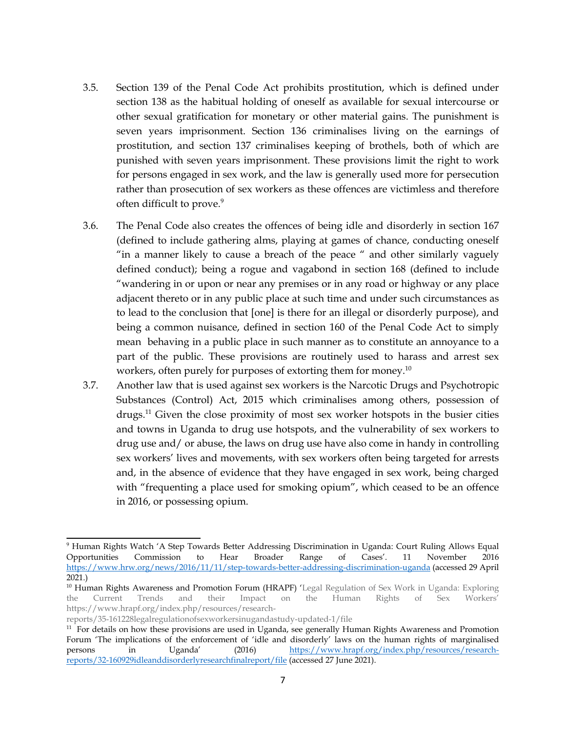3.5. Section 139 of the Penal Code Act prohibits prostitution, which is defined under section 138 as the habitual holding of oneself as available for sexual intercourse or other sexual gratification for monetary or other material gains. The punishment is seven years imprisonment. Section 136 criminalises living on the earnings of prostitution, and section 137 criminalises keeping of brothels, both of which are punished with seven years imprisonment. These provisions limit the right to work for persons engaged in sex work, and the law is generally used more for persecution rather than prosecution of sex workers as these offences are victimless and therefore often difficult to prove.[9]

3.6. The Penal Code also creates the offences of being idle and disorderly in section 167 (defined to include gathering alms, playing at games of chance, conducting oneself "in a manner likely to cause a breach of the peace " and other similarly vaguely defined conduct); being a rogue and vagabond in section 168 (defined to include "wandering in or upon or near any premises or in any road or highway or any place adjacent thereto or in any public place at such time and under such circumstances as to lead to the conclusion that [one] is there for an illegal or disorderly purpose), and being a common nuisance, defined in section 160 of the Penal Code Act to simply mean behaving in a public place in such manner as to constitute an annoyance to a part of the public. These provisions are routinely used to harass and arrest sex workers, often purely for purposes of extorting them for money.[10]

3.7. Another law that is used against sex workers is the Narcotic Drugs and Psychotropic Substances (Control) Act, 2015 which criminalises among others, possession of drugs.[11] Given the close proximity of most sex worker hotspots in the busier cities and towns in Uganda to drug use hotspots, and the vulnerability of sex workers to drug use and/ or abuse, the laws on drug use have also come in handy in controlling sex workers' lives and movements, with sex workers often being targeted for arrests and, in the absence of evidence that they have engaged in sex work, being charged with "frequenting a place used for smoking opium", which ceased to be an offence in 2016, or possessing opium.

---

[9] Human Rights Watch 'A Step Towards Better Addressing Discrimination in Uganda: Court Ruling Allows Equal Opportunities Commission to Hear Broader Range of Cases'. 11 November 2016 https://www.hrw.org/news/2016/11/11/step-towards-better-addressing-discrimination-uganda (accessed 29 April 2021.)

[10] Human Rights Awareness and Promotion Forum (HRAPF) 'Legal Regulation of Sex Work in Uganda: Exploring the Current Trends and their Impact on the Human Rights of Sex Workers' https://www.hrapf.org/index.php/resources/research-reports/35-161228legalregulationofsexworkersinugandastudy-updated-1/file

[11] For details on how these provisions are used in Uganda, see generally Human Rights Awareness and Promotion Forum 'The implications of the enforcement of 'idle and disorderly' laws on the human rights of marginalised persons in Uganda' (2016) https://www.hrapf.org/index.php/resources/research-reports/32-160929idleanddisorderlyresearchfinalreport/file (accessed 27 June 2021).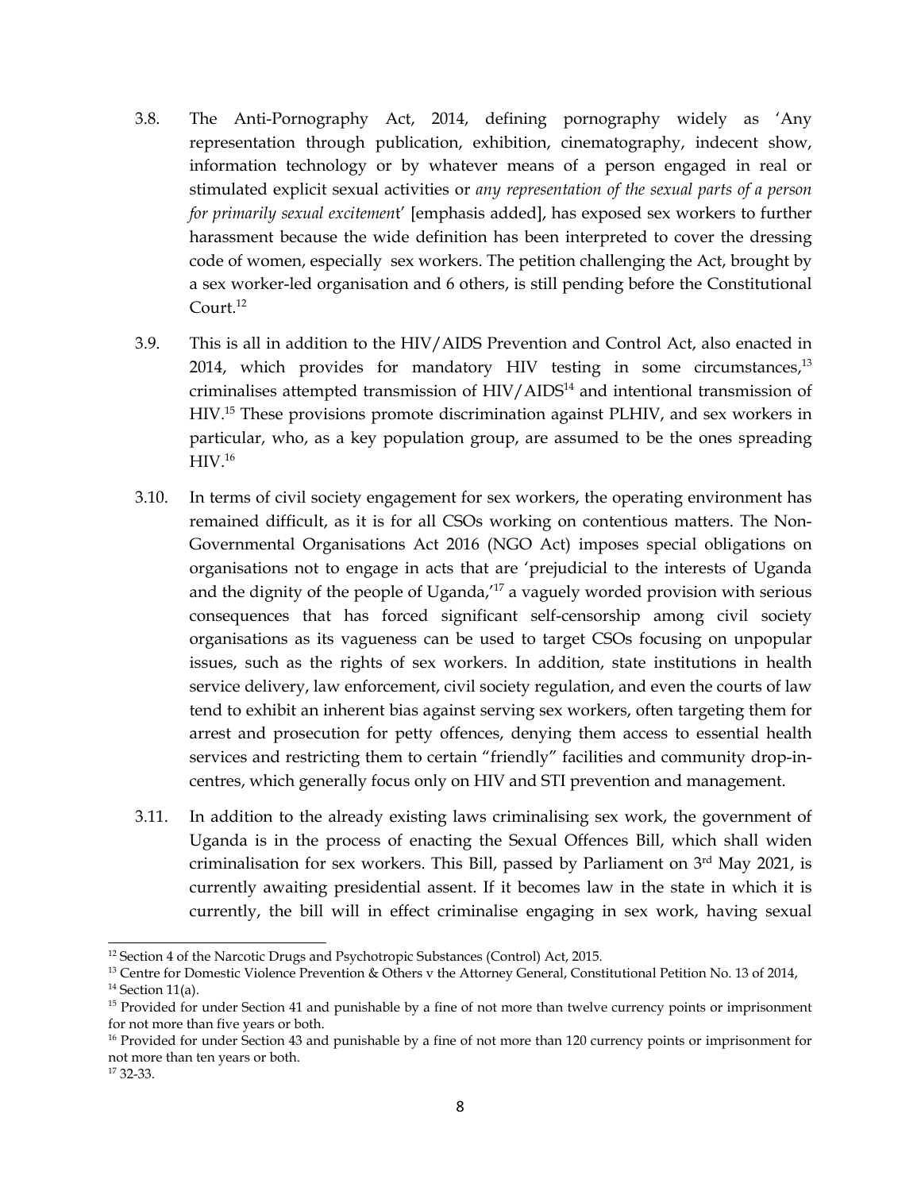3.8. The Anti-Pornography Act, 2014, defining pornography widely as 'Any representation through publication, exhibition, cinematography, indecent show, information technology or by whatever means of a person engaged in real or stimulated explicit sexual activities or *any representation of the sexual parts of a person for primarily sexual excitement*' [emphasis added], has exposed sex workers to further harassment because the wide definition has been interpreted to cover the dressing code of women, especially sex workers. The petition challenging the Act, brought by a sex worker-led organisation and 6 others, is still pending before the Constitutional Court.[12]

3.9. This is all in addition to the HIV/AIDS Prevention and Control Act, also enacted in 2014, which provides for mandatory HIV testing in some circumstances,[13] criminalises attempted transmission of HIV/AIDS[14] and intentional transmission of HIV.[15] These provisions promote discrimination against PLHIV, and sex workers in particular, who, as a key population group, are assumed to be the ones spreading HIV.[16]

3.10. In terms of civil society engagement for sex workers, the operating environment has remained difficult, as it is for all CSOs working on contentious matters. The Non-Governmental Organisations Act 2016 (NGO Act) imposes special obligations on organisations not to engage in acts that are 'prejudicial to the interests of Uganda and the dignity of the people of Uganda,'[17] a vaguely worded provision with serious consequences that has forced significant self-censorship among civil society organisations as its vagueness can be used to target CSOs focusing on unpopular issues, such as the rights of sex workers. In addition, state institutions in health service delivery, law enforcement, civil society regulation, and even the courts of law tend to exhibit an inherent bias against serving sex workers, often targeting them for arrest and prosecution for petty offences, denying them access to essential health services and restricting them to certain "friendly" facilities and community drop-in-centres, which generally focus only on HIV and STI prevention and management.

3.11. In addition to the already existing laws criminalising sex work, the government of Uganda is in the process of enacting the Sexual Offences Bill, which shall widen criminalisation for sex workers. This Bill, passed by Parliament on 3rd May 2021, is currently awaiting presidential assent. If it becomes law in the state in which it is currently, the bill will in effect criminalise engaging in sex work, having sexual

---

[12] Section 4 of the Narcotic Drugs and Psychotropic Substances (Control) Act, 2015.

[13] Centre for Domestic Violence Prevention & Others v the Attorney General, Constitutional Petition No. 13 of 2014,

[14] Section 11(a).

[15] Provided for under Section 41 and punishable by a fine of not more than twelve currency points or imprisonment for not more than five years or both.

[16] Provided for under Section 43 and punishable by a fine of not more than 120 currency points or imprisonment for not more than ten years or both.

[17] 32-33.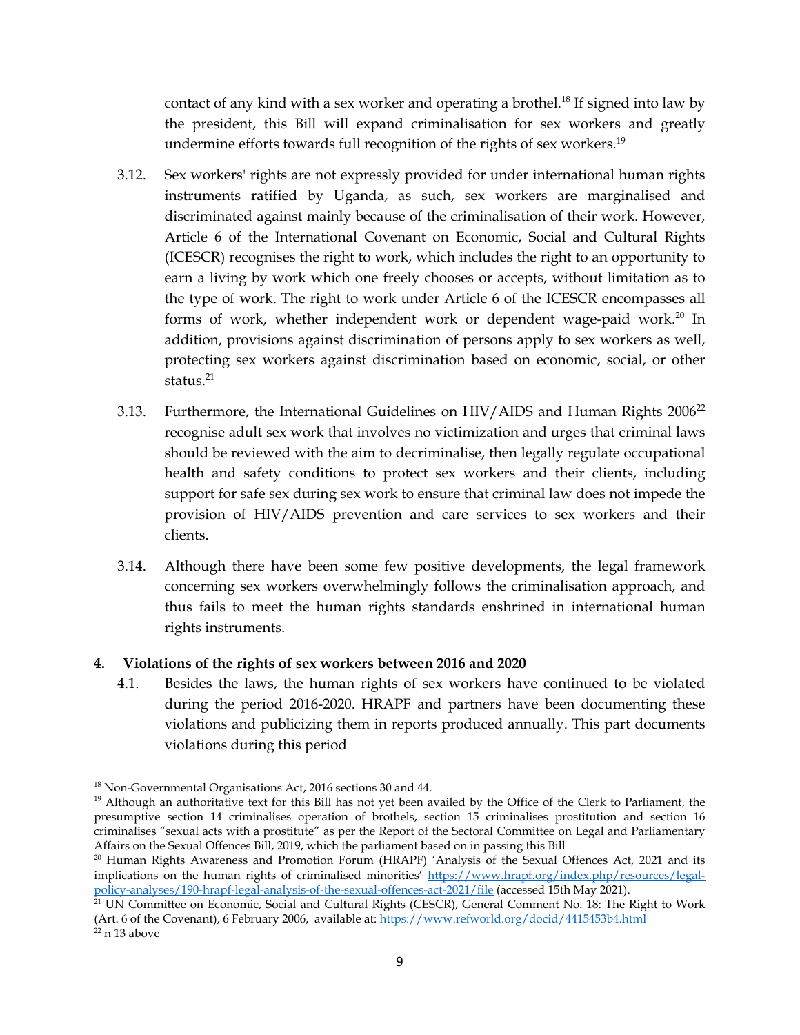contact of any kind with a sex worker and operating a brothel.[18] If signed into law by the president, this Bill will expand criminalisation for sex workers and greatly undermine efforts towards full recognition of the rights of sex workers.[19]

3.12. Sex workers' rights are not expressly provided for under international human rights instruments ratified by Uganda, as such, sex workers are marginalised and discriminated against mainly because of the criminalisation of their work. However, Article 6 of the International Covenant on Economic, Social and Cultural Rights (ICESCR) recognises the right to work, which includes the right to an opportunity to earn a living by work which one freely chooses or accepts, without limitation as to the type of work. The right to work under Article 6 of the ICESCR encompasses all forms of work, whether independent work or dependent wage-paid work.[20] In addition, provisions against discrimination of persons apply to sex workers as well, protecting sex workers against discrimination based on economic, social, or other status.[21]

3.13. Furthermore, the International Guidelines on HIV/AIDS and Human Rights 2006[22] recognise adult sex work that involves no victimization and urges that criminal laws should be reviewed with the aim to decriminalise, then legally regulate occupational health and safety conditions to protect sex workers and their clients, including support for safe sex during sex work to ensure that criminal law does not impede the provision of HIV/AIDS prevention and care services to sex workers and their clients.

3.14. Although there have been some few positive developments, the legal framework concerning sex workers overwhelmingly follows the criminalisation approach, and thus fails to meet the human rights standards enshrined in international human rights instruments.

## 4. Violations of the rights of sex workers between 2016 and 2020

4.1. Besides the laws, the human rights of sex workers have continued to be violated during the period 2016-2020. HRAPF and partners have been documenting these violations and publicizing them in reports produced annually. This part documents violations during this period

---

[18] Non-Governmental Organisations Act, 2016 sections 30 and 44.

[19] Although an authoritative text for this Bill has not yet been availed by the Office of the Clerk to Parliament, the presumptive section 14 criminalises operation of brothels, section 15 criminalises prostitution and section 16 criminalises "sexual acts with a prostitute" as per the Report of the Sectoral Committee on Legal and Parliamentary Affairs on the Sexual Offences Bill, 2019, which the parliament based on in passing this Bill

[20] Human Rights Awareness and Promotion Forum (HRAPF) 'Analysis of the Sexual Offences Act, 2021 and its implications on the human rights of criminalised minorities' https://www.hrapf.org/index.php/resources/legal-policy-analyses/190-hrapf-legal-analysis-of-the-sexual-offences-act-2021/file (accessed 15th May 2021).

[21] UN Committee on Economic, Social and Cultural Rights (CESCR), General Comment No. 18: The Right to Work (Art. 6 of the Covenant), 6 February 2006, available at: https://www.refworld.org/docid/4415453b4.html

[22] n 13 above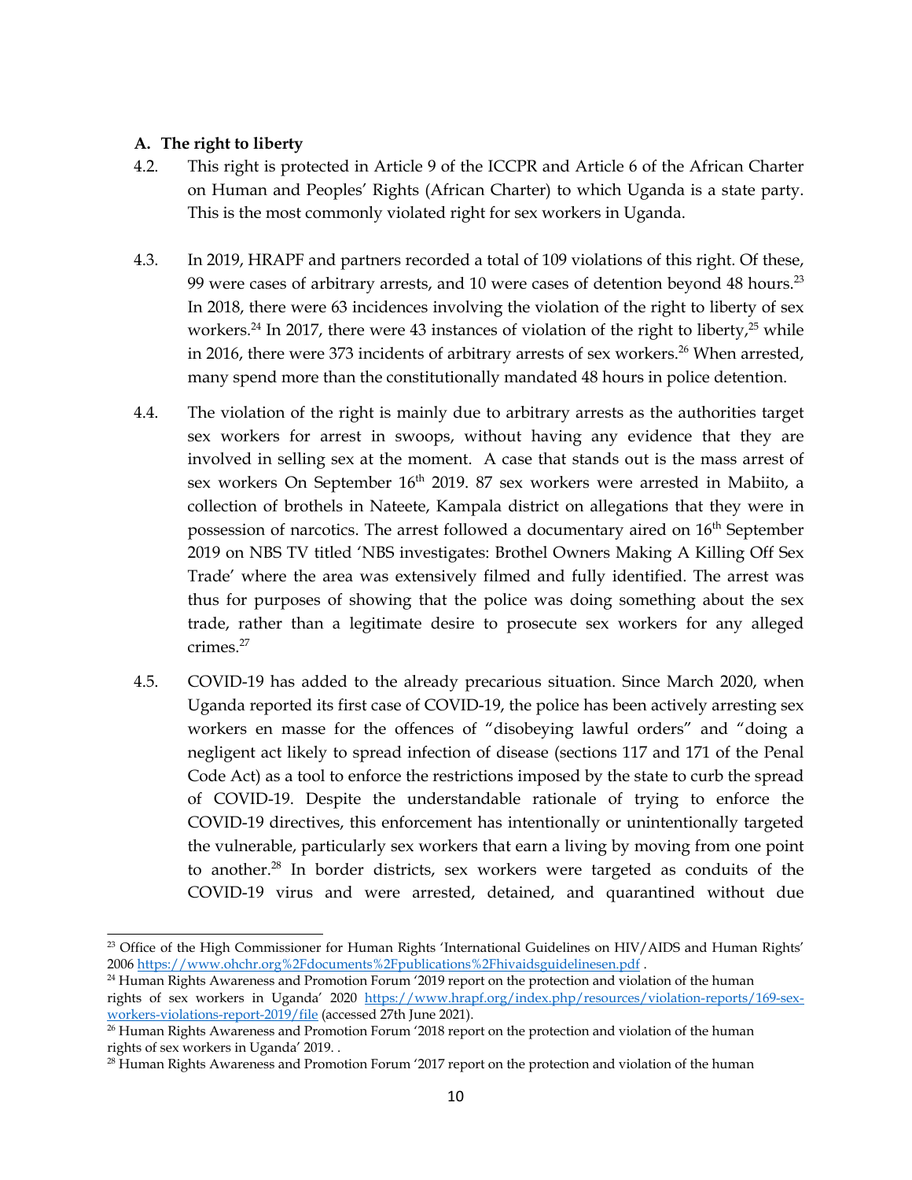## A. The right to liberty

4.2. This right is protected in Article 9 of the ICCPR and Article 6 of the African Charter on Human and Peoples' Rights (African Charter) to which Uganda is a state party. This is the most commonly violated right for sex workers in Uganda.

4.3. In 2019, HRAPF and partners recorded a total of 109 violations of this right. Of these, 99 were cases of arbitrary arrests, and 10 were cases of detention beyond 48 hours.[23] In 2018, there were 63 incidences involving the violation of the right to liberty of sex workers.[24] In 2017, there were 43 instances of violation of the right to liberty,[25] while in 2016, there were 373 incidents of arbitrary arrests of sex workers.[26] When arrested, many spend more than the constitutionally mandated 48 hours in police detention.

4.4. The violation of the right is mainly due to arbitrary arrests as the authorities target sex workers for arrest in swoops, without having any evidence that they are involved in selling sex at the moment. A case that stands out is the mass arrest of sex workers On September 16th 2019. 87 sex workers were arrested in Mabiito, a collection of brothels in Nateete, Kampala district on allegations that they were in possession of narcotics. The arrest followed a documentary aired on 16th September 2019 on NBS TV titled 'NBS investigates: Brothel Owners Making A Killing Off Sex Trade' where the area was extensively filmed and fully identified. The arrest was thus for purposes of showing that the police was doing something about the sex trade, rather than a legitimate desire to prosecute sex workers for any alleged crimes.[27]

4.5. COVID-19 has added to the already precarious situation. Since March 2020, when Uganda reported its first case of COVID-19, the police has been actively arresting sex workers en masse for the offences of "disobeying lawful orders" and "doing a negligent act likely to spread infection of disease (sections 117 and 171 of the Penal Code Act) as a tool to enforce the restrictions imposed by the state to curb the spread of COVID-19. Despite the understandable rationale of trying to enforce the COVID-19 directives, this enforcement has intentionally or unintentionally targeted the vulnerable, particularly sex workers that earn a living by moving from one point to another.[28] In border districts, sex workers were targeted as conduits of the COVID-19 virus and were arrested, detained, and quarantined without due

---

[23] Office of the High Commissioner for Human Rights 'International Guidelines on HIV/AIDS and Human Rights' 2006 https://www.ohchr.org%2Fdocuments%2Fpublications%2Fhivaidsguidelinesen.pdf .

[24] Human Rights Awareness and Promotion Forum '2019 report on the protection and violation of the human rights of sex workers in Uganda' 2020 https://www.hrapf.org/index.php/resources/violation-reports/169-sex-workers-violations-report-2019/file (accessed 27th June 2021).

[26] Human Rights Awareness and Promotion Forum '2018 report on the protection and violation of the human rights of sex workers in Uganda' 2019. .

[28] Human Rights Awareness and Promotion Forum '2017 report on the protection and violation of the human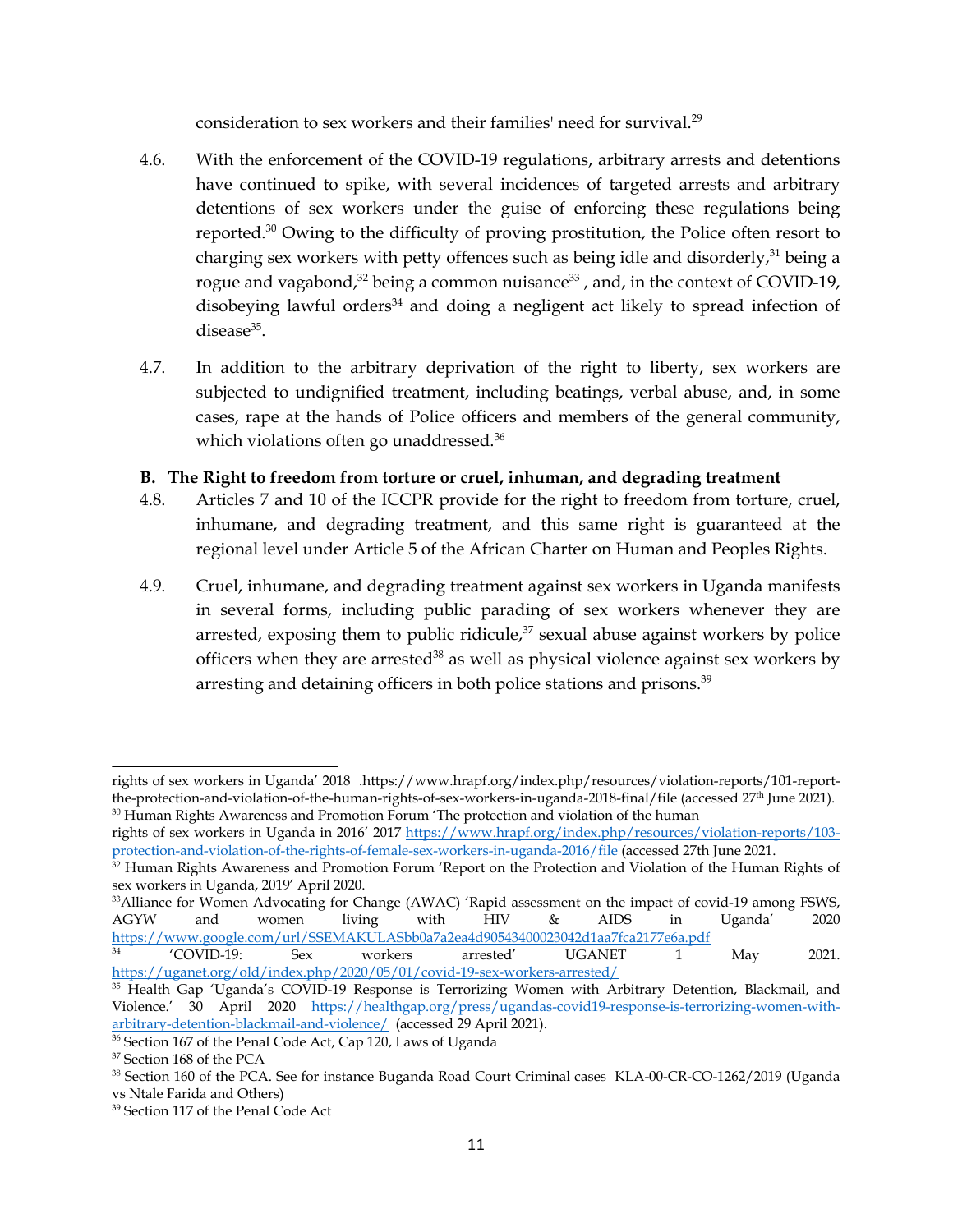consideration to sex workers and their families' need for survival.[29]

4.6. With the enforcement of the COVID-19 regulations, arbitrary arrests and detentions have continued to spike, with several incidences of targeted arrests and arbitrary detentions of sex workers under the guise of enforcing these regulations being reported.[30] Owing to the difficulty of proving prostitution, the Police often resort to charging sex workers with petty offences such as being idle and disorderly,[31] being a rogue and vagabond,[32] being a common nuisance[33] , and, in the context of COVID-19, disobeying lawful orders[34] and doing a negligent act likely to spread infection of disease[35].

4.7. In addition to the arbitrary deprivation of the right to liberty, sex workers are subjected to undignified treatment, including beatings, verbal abuse, and, in some cases, rape at the hands of Police officers and members of the general community, which violations often go unaddressed.[36]

**B. The Right to freedom from torture or cruel, inhuman, and degrading treatment**

4.8. Articles 7 and 10 of the ICCPR provide for the right to freedom from torture, cruel, inhumane, and degrading treatment, and this same right is guaranteed at the regional level under Article 5 of the African Charter on Human and Peoples Rights.

4.9. Cruel, inhumane, and degrading treatment against sex workers in Uganda manifests in several forms, including public parading of sex workers whenever they are arrested, exposing them to public ridicule,[37] sexual abuse against workers by police officers when they are arrested[38] as well as physical violence against sex workers by arresting and detaining officers in both police stations and prisons.[39]

---

rights of sex workers in Uganda' 2018 .https://www.hrapf.org/index.php/resources/violation-reports/101-report-the-protection-and-violation-of-the-human-rights-of-sex-workers-in-uganda-2018-final/file (accessed 27th June 2021).

[30] Human Rights Awareness and Promotion Forum 'The protection and violation of the human rights of sex workers in Uganda in 2016' 2017 https://www.hrapf.org/index.php/resources/violation-reports/103-protection-and-violation-of-the-rights-of-female-sex-workers-in-uganda-2016/file (accessed 27th June 2021.

[32] Human Rights Awareness and Promotion Forum 'Report on the Protection and Violation of the Human Rights of sex workers in Uganda, 2019' April 2020.

[33] Alliance for Women Advocating for Change (AWAC) 'Rapid assessment on the impact of covid-19 among FSWS, AGYW and women living with HIV & AIDS in Uganda' 2020 https://www.google.com/url/SSEMAKULASbb0a7a2ea4d90543400023042d1aa7fca2177e6a.pdf

[34] 'COVID-19: Sex workers arrested' UGANET 1 May 2021. https://uganet.org/old/index.php/2020/05/01/covid-19-sex-workers-arrested/

[35] Health Gap 'Uganda's COVID-19 Response is Terrorizing Women with Arbitrary Detention, Blackmail, and Violence.' 30 April 2020 https://healthgap.org/press/ugandas-covid19-response-is-terrorizing-women-with-arbitrary-detention-blackmail-and-violence/ (accessed 29 April 2021).

[36] Section 167 of the Penal Code Act, Cap 120, Laws of Uganda

[37] Section 168 of the PCA

[38] Section 160 of the PCA. See for instance Buganda Road Court Criminal cases KLA-00-CR-CO-1262/2019 (Uganda vs Ntale Farida and Others)

[39] Section 117 of the Penal Code Act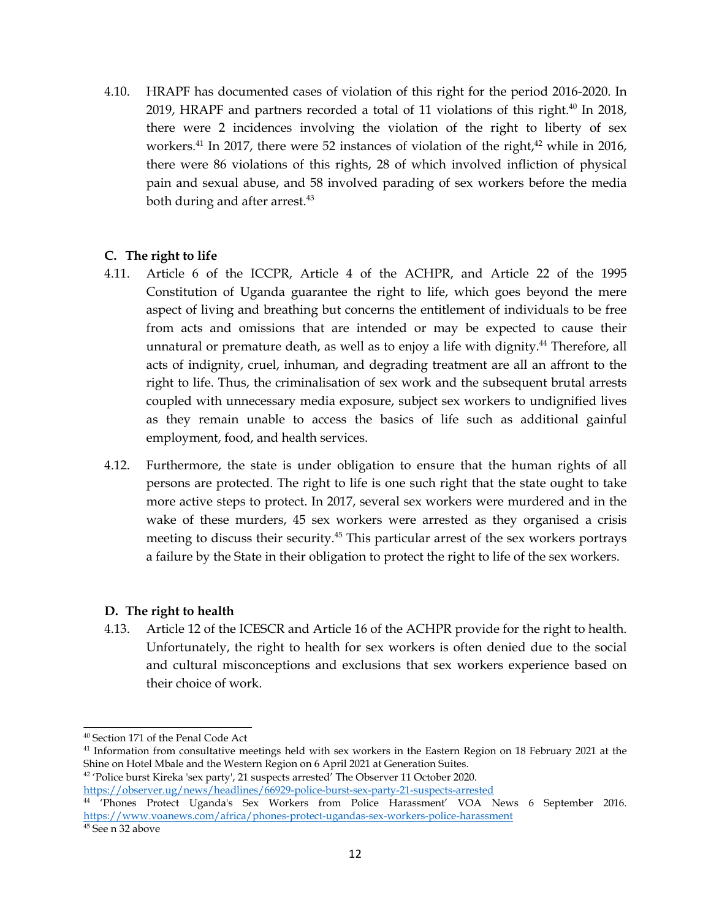4.10. HRAPF has documented cases of violation of this right for the period 2016-2020. In 2019, HRAPF and partners recorded a total of 11 violations of this right.[40] In 2018, there were 2 incidences involving the violation of the right to liberty of sex workers.[41] In 2017, there were 52 instances of violation of the right,[42] while in 2016, there were 86 violations of this rights, 28 of which involved infliction of physical pain and sexual abuse, and 58 involved parading of sex workers before the media both during and after arrest.[43]

### C. The right to life

4.11. Article 6 of the ICCPR, Article 4 of the ACHPR, and Article 22 of the 1995 Constitution of Uganda guarantee the right to life, which goes beyond the mere aspect of living and breathing but concerns the entitlement of individuals to be free from acts and omissions that are intended or may be expected to cause their unnatural or premature death, as well as to enjoy a life with dignity.[44] Therefore, all acts of indignity, cruel, inhuman, and degrading treatment are all an affront to the right to life. Thus, the criminalisation of sex work and the subsequent brutal arrests coupled with unnecessary media exposure, subject sex workers to undignified lives as they remain unable to access the basics of life such as additional gainful employment, food, and health services.

4.12. Furthermore, the state is under obligation to ensure that the human rights of all persons are protected. The right to life is one such right that the state ought to take more active steps to protect. In 2017, several sex workers were murdered and in the wake of these murders, 45 sex workers were arrested as they organised a crisis meeting to discuss their security.[45] This particular arrest of the sex workers portrays a failure by the State in their obligation to protect the right to life of the sex workers.

### D. The right to health

4.13. Article 12 of the ICESCR and Article 16 of the ACHPR provide for the right to health. Unfortunately, the right to health for sex workers is often denied due to the social and cultural misconceptions and exclusions that sex workers experience based on their choice of work.

---

[40] Section 171 of the Penal Code Act

[41] Information from consultative meetings held with sex workers in the Eastern Region on 18 February 2021 at the Shine on Hotel Mbale and the Western Region on 6 April 2021 at Generation Suites.

[42] 'Police burst Kireka 'sex party', 21 suspects arrested' The Observer 11 October 2020. https://observer.ug/news/headlines/66929-police-burst-sex-party-21-suspects-arrested

[44] 'Phones Protect Uganda's Sex Workers from Police Harassment' VOA News 6 September 2016. https://www.voanews.com/africa/phones-protect-ugandas-sex-workers-police-harassment

[45] See n 32 above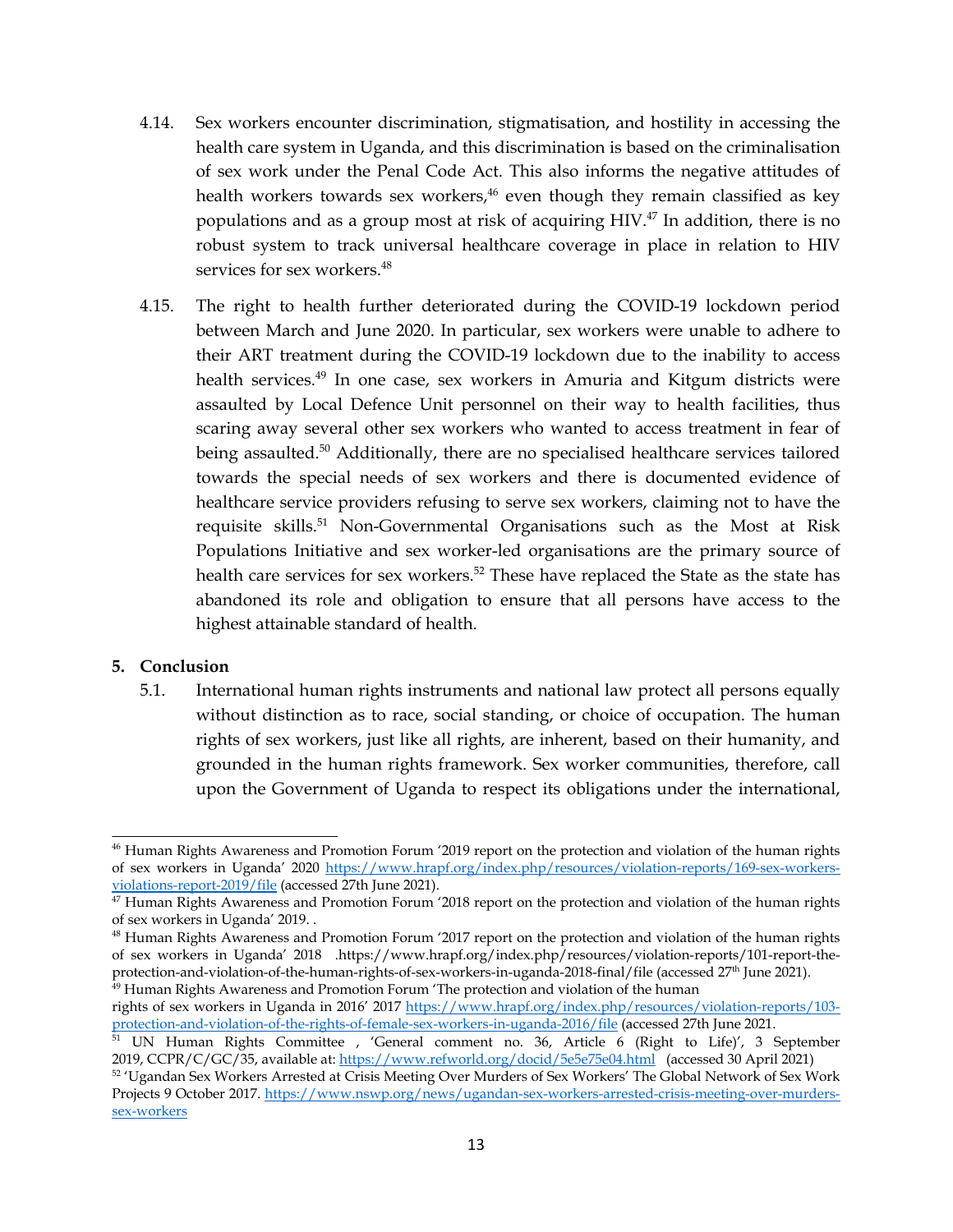4.14. Sex workers encounter discrimination, stigmatisation, and hostility in accessing the health care system in Uganda, and this discrimination is based on the criminalisation of sex work under the Penal Code Act. This also informs the negative attitudes of health workers towards sex workers,[46] even though they remain classified as key populations and as a group most at risk of acquiring HIV.[47] In addition, there is no robust system to track universal healthcare coverage in place in relation to HIV services for sex workers.[48]

4.15. The right to health further deteriorated during the COVID-19 lockdown period between March and June 2020. In particular, sex workers were unable to adhere to their ART treatment during the COVID-19 lockdown due to the inability to access health services.[49] In one case, sex workers in Amuria and Kitgum districts were assaulted by Local Defence Unit personnel on their way to health facilities, thus scaring away several other sex workers who wanted to access treatment in fear of being assaulted.[50] Additionally, there are no specialised healthcare services tailored towards the special needs of sex workers and there is documented evidence of healthcare service providers refusing to serve sex workers, claiming not to have the requisite skills.[51] Non-Governmental Organisations such as the Most at Risk Populations Initiative and sex worker-led organisations are the primary source of health care services for sex workers.[52] These have replaced the State as the state has abandoned its role and obligation to ensure that all persons have access to the highest attainable standard of health.

## 5. Conclusion

5.1. International human rights instruments and national law protect all persons equally without distinction as to race, social standing, or choice of occupation. The human rights of sex workers, just like all rights, are inherent, based on their humanity, and grounded in the human rights framework. Sex worker communities, therefore, call upon the Government of Uganda to respect its obligations under the international,

---

[46] Human Rights Awareness and Promotion Forum '2019 report on the protection and violation of the human rights of sex workers in Uganda' 2020 https://www.hrapf.org/index.php/resources/violation-reports/169-sex-workers-violations-report-2019/file (accessed 27th June 2021).

[47] Human Rights Awareness and Promotion Forum '2018 report on the protection and violation of the human rights of sex workers in Uganda' 2019. .

[48] Human Rights Awareness and Promotion Forum '2017 report on the protection and violation of the human rights of sex workers in Uganda' 2018 .https://www.hrapf.org/index.php/resources/violation-reports/101-report-the-protection-and-violation-of-the-human-rights-of-sex-workers-in-uganda-2018-final/file (accessed 27th June 2021).

[49] Human Rights Awareness and Promotion Forum 'The protection and violation of the human rights of sex workers in Uganda in 2016' 2017 https://www.hrapf.org/index.php/resources/violation-reports/103-protection-and-violation-of-the-rights-of-female-sex-workers-in-uganda-2016/file (accessed 27th June 2021.

[51] UN Human Rights Committee , 'General comment no. 36, Article 6 (Right to Life)', 3 September 2019, CCPR/C/GC/35, available at: https://www.refworld.org/docid/5e5e75e04.html (accessed 30 April 2021)

[52] 'Ugandan Sex Workers Arrested at Crisis Meeting Over Murders of Sex Workers' The Global Network of Sex Work Projects 9 October 2017. https://www.nswp.org/news/ugandan-sex-workers-arrested-crisis-meeting-over-murders-sex-workers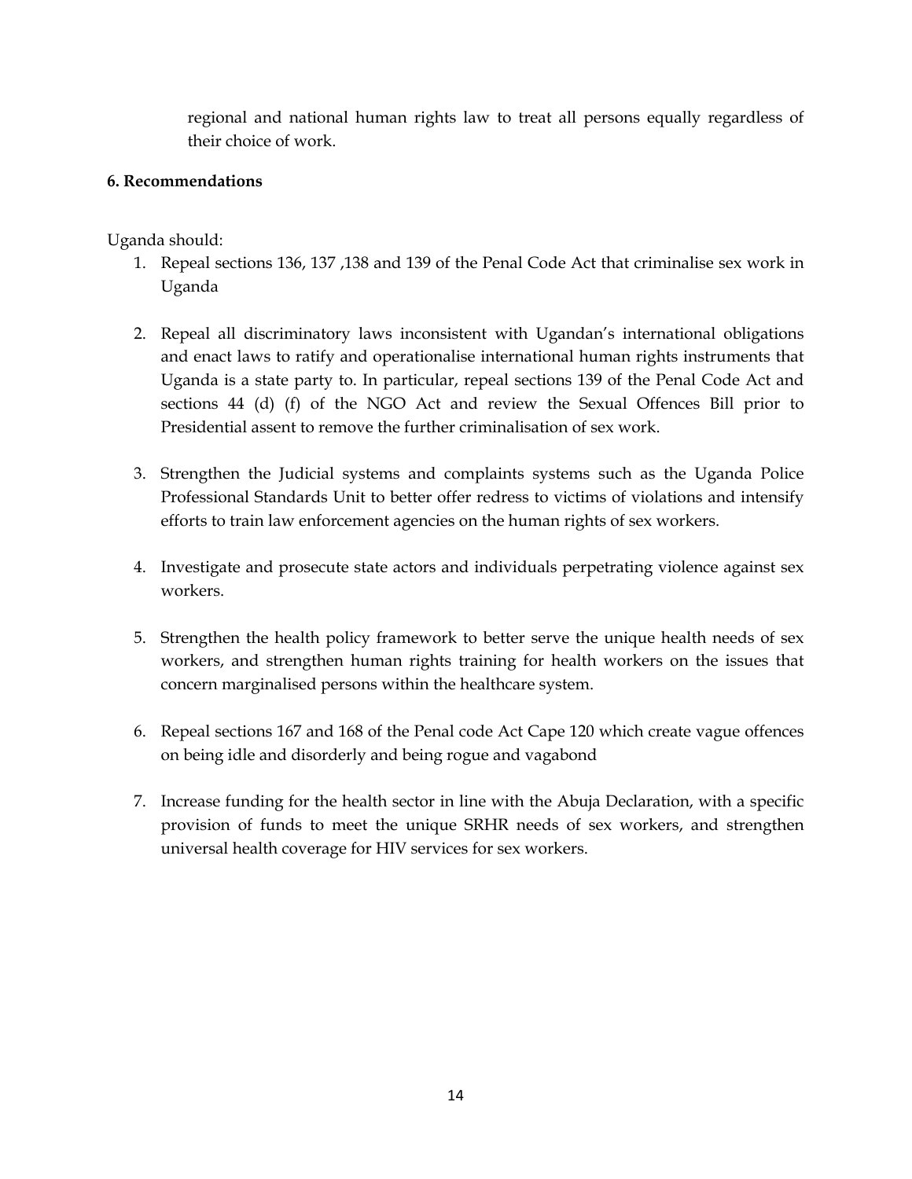regional and national human rights law to treat all persons equally regardless of their choice of work.

**6. Recommendations**

Uganda should:

1. Repeal sections 136, 137 ,138 and 139 of the Penal Code Act that criminalise sex work in Uganda

2. Repeal all discriminatory laws inconsistent with Ugandan's international obligations and enact laws to ratify and operationalise international human rights instruments that Uganda is a state party to. In particular, repeal sections 139 of the Penal Code Act and sections 44 (d) (f) of the NGO Act and review the Sexual Offences Bill prior to Presidential assent to remove the further criminalisation of sex work.

3. Strengthen the Judicial systems and complaints systems such as the Uganda Police Professional Standards Unit to better offer redress to victims of violations and intensify efforts to train law enforcement agencies on the human rights of sex workers.

4. Investigate and prosecute state actors and individuals perpetrating violence against sex workers.

5. Strengthen the health policy framework to better serve the unique health needs of sex workers, and strengthen human rights training for health workers on the issues that concern marginalised persons within the healthcare system.

6. Repeal sections 167 and 168 of the Penal code Act Cape 120 which create vague offences on being idle and disorderly and being rogue and vagabond

7. Increase funding for the health sector in line with the Abuja Declaration, with a specific provision of funds to meet the unique SRHR needs of sex workers, and strengthen universal health coverage for HIV services for sex workers.